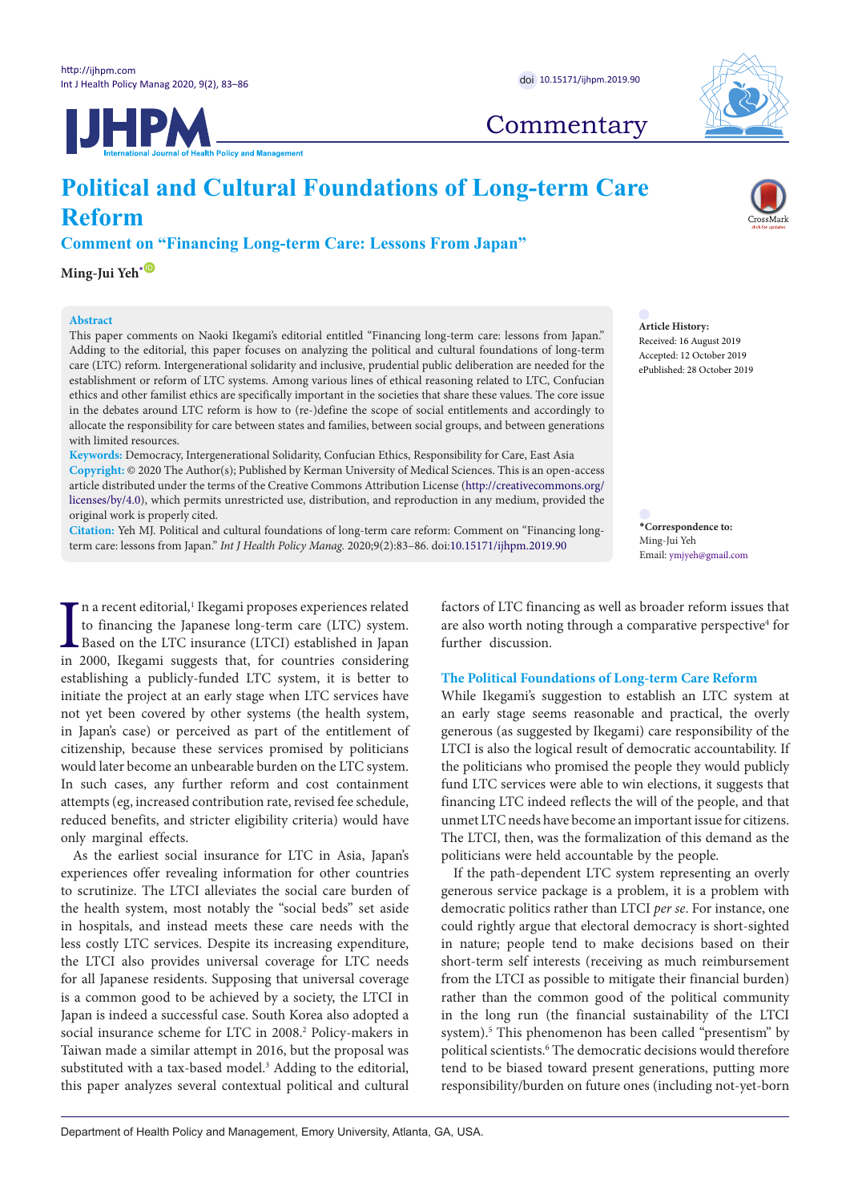Commentary

# Political and Cultural Foundations of Long-term Care Reform

## Comment on "Financing Long-term Care: Lessons From Japan"

**Ming-Jui Yeh***

**Abstract**

This paper comments on Naoki Ikegami's editorial entitled "Financing long-term care: lessons from Japan." Adding to the editorial, this paper focuses on analyzing the political and cultural foundations of long-term care (LTC) reform. Intergenerational solidarity and inclusive, prudential public deliberation are needed for the establishment or reform of LTC systems. Among various lines of ethical reasoning related to LTC, Confucian ethics and other familist ethics are specifically important in the societies that share these values. The core issue in the debates around LTC reform is how to (re-)define the scope of social entitlements and accordingly to allocate the responsibility for care between states and families, between social groups, and between generations with limited resources.

**Keywords:** Democracy, Intergenerational Solidarity, Confucian Ethics, Responsibility for Care, East Asia

**Copyright:** © 2020 The Author(s); Published by Kerman University of Medical Sciences. This is an open-access article distributed under the terms of the Creative Commons Attribution License (http://creativecommons.org/licenses/by/4.0), which permits unrestricted use, distribution, and reproduction in any medium, provided the original work is properly cited.

**Citation:** Yeh MJ. Political and cultural foundations of long-term care reform: Comment on "Financing long-term care: lessons from Japan." *Int J Health Policy Manag.* 2020;9(2):83–86. doi:10.15171/ijhpm.2019.90

**Article History:**
Received: 16 August 2019
Accepted: 12 October 2019
ePublished: 28 October 2019

***Correspondence to:**
Ming-Jui Yeh
Email: ymjyeh@gmail.com

In a recent editorial,[1] Ikegami proposes experiences related to financing the Japanese long-term care (LTC) system. Based on the LTC insurance (LTCI) established in Japan in 2000, Ikegami suggests that, for countries considering establishing a publicly-funded LTC system, it is better to initiate the project at an early stage when LTC services have not yet been covered by other systems (the health system, in Japan's case) or perceived as part of the entitlement of citizenship, because these services promised by politicians would later become an unbearable burden on the LTC system. In such cases, any further reform and cost containment attempts (eg, increased contribution rate, revised fee schedule, reduced benefits, and stricter eligibility criteria) would have only marginal effects.

As the earliest social insurance for LTC in Asia, Japan's experiences offer revealing information for other countries to scrutinize. The LTCI alleviates the social care burden of the health system, most notably the "social beds" set aside in hospitals, and instead meets these care needs with the less costly LTC services. Despite its increasing expenditure, the LTCI also provides universal coverage for LTC needs for all Japanese residents. Supposing that universal coverage is a common good to be achieved by a society, the LTCI in Japan is indeed a successful case. South Korea also adopted a social insurance scheme for LTC in 2008.[2] Policy-makers in Taiwan made a similar attempt in 2016, but the proposal was substituted with a tax-based model.[3] Adding to the editorial, this paper analyzes several contextual political and cultural factors of LTC financing as well as broader reform issues that are also worth noting through a comparative perspective[4] for further discussion.

### The Political Foundations of Long-term Care Reform

While Ikegami's suggestion to establish an LTC system at an early stage seems reasonable and practical, the overly generous (as suggested by Ikegami) care responsibility of the LTCI is also the logical result of democratic accountability. If the politicians who promised the people they would publicly fund LTC services were able to win elections, it suggests that financing LTC indeed reflects the will of the people, and that unmet LTC needs have become an important issue for citizens. The LTCI, then, was the formalization of this demand as the politicians were held accountable by the people.

If the path-dependent LTC system representing an overly generous service package is a problem, it is a problem with democratic politics rather than LTCI *per se*. For instance, one could rightly argue that electoral democracy is short-sighted in nature; people tend to make decisions based on their short-term self interests (receiving as much reimbursement from the LTCI as possible to mitigate their financial burden) rather than the common good of the political community in the long run (the financial sustainability of the LTCI system).[5] This phenomenon has been called "presentism" by political scientists.[6] The democratic decisions would therefore tend to be biased toward present generations, putting more responsibility/burden on future ones (including not-yet-born

Department of Health Policy and Management, Emory University, Atlanta, GA, USA.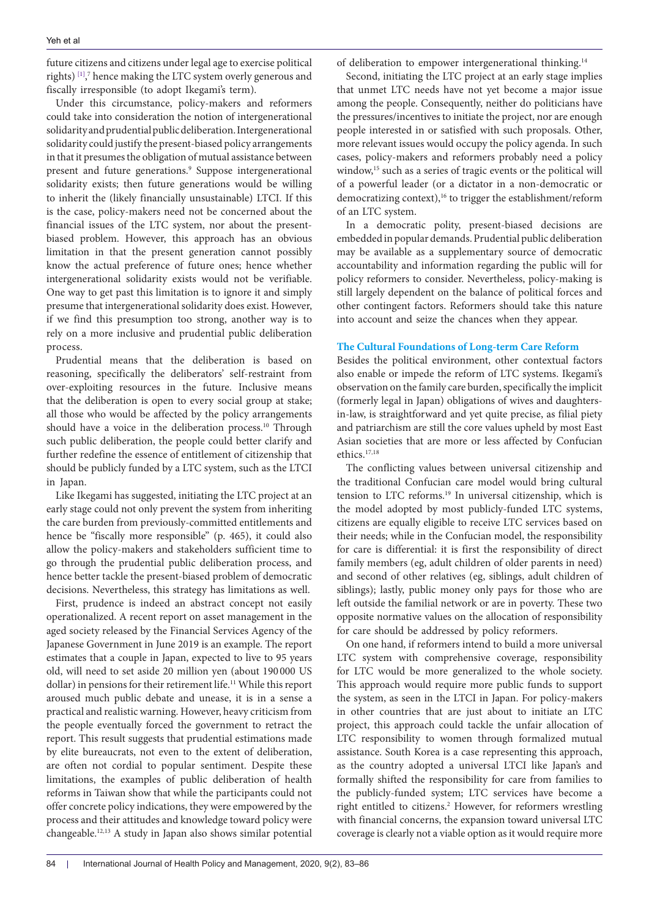future citizens and citizens under legal age to exercise political rights) [1],[7] hence making the LTC system overly generous and fiscally irresponsible (to adopt Ikegami's term).

Under this circumstance, policy-makers and reformers could take into consideration the notion of intergenerational solidarity and prudential public deliberation. Intergenerational solidarity could justify the present-biased policy arrangements in that it presumes the obligation of mutual assistance between present and future generations.[9] Suppose intergenerational solidarity exists; then future generations would be willing to inherit the (likely financially unsustainable) LTCI. If this is the case, policy-makers need not be concerned about the financial issues of the LTC system, nor about the present-biased problem. However, this approach has an obvious limitation in that the present generation cannot possibly know the actual preference of future ones; hence whether intergenerational solidarity exists would not be verifiable. One way to get past this limitation is to ignore it and simply presume that intergenerational solidarity does exist. However, if we find this presumption too strong, another way is to rely on a more inclusive and prudential public deliberation process.

Prudential means that the deliberation is based on reasoning, specifically the deliberators' self-restraint from over-exploiting resources in the future. Inclusive means that the deliberation is open to every social group at stake; all those who would be affected by the policy arrangements should have a voice in the deliberation process.[10] Through such public deliberation, the people could better clarify and further redefine the essence of entitlement of citizenship that should be publicly funded by a LTC system, such as the LTCI in Japan.

Like Ikegami has suggested, initiating the LTC project at an early stage could not only prevent the system from inheriting the care burden from previously-committed entitlements and hence be "fiscally more responsible" (p. 465), it could also allow the policy-makers and stakeholders sufficient time to go through the prudential public deliberation process, and hence better tackle the present-biased problem of democratic decisions. Nevertheless, this strategy has limitations as well.

First, prudence is indeed an abstract concept not easily operationalized. A recent report on asset management in the aged society released by the Financial Services Agency of the Japanese Government in June 2019 is an example. The report estimates that a couple in Japan, expected to live to 95 years old, will need to set aside 20 million yen (about 190 000 US dollar) in pensions for their retirement life.[11] While this report aroused much public debate and unease, it is in a sense a practical and realistic warning. However, heavy criticism from the people eventually forced the government to retract the report. This result suggests that prudential estimations made by elite bureaucrats, not even to the extent of deliberation, are often not cordial to popular sentiment. Despite these limitations, the examples of public deliberation of health reforms in Taiwan show that while the participants could not offer concrete policy indications, they were empowered by the process and their attitudes and knowledge toward policy were changeable.[12,13] A study in Japan also shows similar potential of deliberation to empower intergenerational thinking.[14]

Second, initiating the LTC project at an early stage implies that unmet LTC needs have not yet become a major issue among the people. Consequently, neither do politicians have the pressures/incentives to initiate the project, nor are enough people interested in or satisfied with such proposals. Other, more relevant issues would occupy the policy agenda. In such cases, policy-makers and reformers probably need a policy window,[15] such as a series of tragic events or the political will of a powerful leader (or a dictator in a non-democratic or democratizing context),[16] to trigger the establishment/reform of an LTC system.

In a democratic polity, present-biased decisions are embedded in popular demands. Prudential public deliberation may be available as a supplementary source of democratic accountability and information regarding the public will for policy reformers to consider. Nevertheless, policy-making is still largely dependent on the balance of political forces and other contingent factors. Reformers should take this nature into account and seize the chances when they appear.

## The Cultural Foundations of Long-term Care Reform

Besides the political environment, other contextual factors also enable or impede the reform of LTC systems. Ikegami's observation on the family care burden, specifically the implicit (formerly legal in Japan) obligations of wives and daughters-in-law, is straightforward and yet quite precise, as filial piety and patriarchism are still the core values upheld by most East Asian societies that are more or less affected by Confucian ethics.[17,18]

The conflicting values between universal citizenship and the traditional Confucian care model would bring cultural tension to LTC reforms.[19] In universal citizenship, which is the model adopted by most publicly-funded LTC systems, citizens are equally eligible to receive LTC services based on their needs; while in the Confucian model, the responsibility for care is differential: it is first the responsibility of direct family members (eg, adult children of older parents in need) and second of other relatives (eg, siblings, adult children of siblings); lastly, public money only pays for those who are left outside the familial network or are in poverty. These two opposite normative values on the allocation of responsibility for care should be addressed by policy reformers.

On one hand, if reformers intend to build a more universal LTC system with comprehensive coverage, responsibility for LTC would be more generalized to the whole society. This approach would require more public funds to support the system, as seen in the LTCI in Japan. For policy-makers in other countries that are just about to initiate an LTC project, this approach could tackle the unfair allocation of LTC responsibility to women through formalized mutual assistance. South Korea is a case representing this approach, as the country adopted a universal LTCI like Japan's and formally shifted the responsibility for care from families to the publicly-funded system; LTC services have become a right entitled to citizens.[2] However, for reformers wrestling with financial concerns, the expansion toward universal LTC coverage is clearly not a viable option as it would require more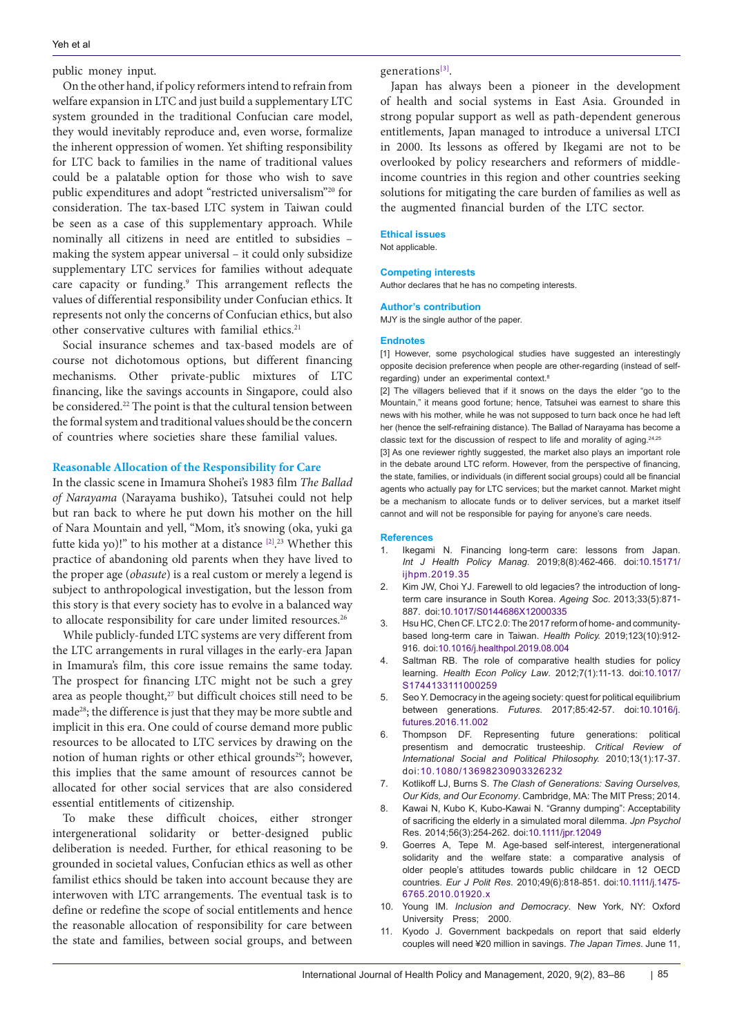public money input.

On the other hand, if policy reformers intend to refrain from welfare expansion in LTC and just build a supplementary LTC system grounded in the traditional Confucian care model, they would inevitably reproduce and, even worse, formalize the inherent oppression of women. Yet shifting responsibility for LTC back to families in the name of traditional values could be a palatable option for those who wish to save public expenditures and adopt "restricted universalism"[20] for consideration. The tax-based LTC system in Taiwan could be seen as a case of this supplementary approach. While nominally all citizens in need are entitled to subsidies – making the system appear universal – it could only subsidize supplementary LTC services for families without adequate care capacity or funding.[9] This arrangement reflects the values of differential responsibility under Confucian ethics. It represents not only the concerns of Confucian ethics, but also other conservative cultures with familial ethics.[21]

Social insurance schemes and tax-based models are of course not dichotomous options, but different financing mechanisms. Other private-public mixtures of LTC financing, like the savings accounts in Singapore, could also be considered.[22] The point is that the cultural tension between the formal system and traditional values should be the concern of countries where societies share these familial values.

## Reasonable Allocation of the Responsibility for Care

In the classic scene in Imamura Shohei's 1983 film *The Ballad of Narayama* (Narayama bushiko), Tatsuhei could not help but ran back to where he put down his mother on the hill of Nara Mountain and yell, "Mom, it's snowing (oka, yuki ga futte kida yo)!" to his mother at a distance [2].[23] Whether this practice of abandoning old parents when they have lived to the proper age (*obasute*) is a real custom or merely a legend is subject to anthropological investigation, but the lesson from this story is that every society has to evolve in a balanced way to allocate responsibility for care under limited resources.[26]

While publicly-funded LTC systems are very different from the LTC arrangements in rural villages in the early-era Japan in Imamura's film, this core issue remains the same today. The prospect for financing LTC might not be such a grey area as people thought,[27] but difficult choices still need to be made[28]; the difference is just that they may be more subtle and implicit in this era. One could of course demand more public resources to be allocated to LTC services by drawing on the notion of human rights or other ethical grounds[29]; however, this implies that the same amount of resources cannot be allocated for other social services that are also considered essential entitlements of citizenship.

To make these difficult choices, either stronger intergenerational solidarity or better-designed public deliberation is needed. Further, for ethical reasoning to be grounded in societal values, Confucian ethics as well as other familist ethics should be taken into account because they are interwoven with LTC arrangements. The eventual task is to define or redefine the scope of social entitlements and hence the reasonable allocation of responsibility for care between the state and families, between social groups, and between generations[3].

Japan has always been a pioneer in the development of health and social systems in East Asia. Grounded in strong popular support as well as path-dependent generous entitlements, Japan managed to introduce a universal LTCI in 2000. Its lessons as offered by Ikegami are not to be overlooked by policy researchers and reformers of middle-income countries in this region and other countries seeking solutions for mitigating the care burden of families as well as the augmented financial burden of the LTC sector.

### Ethical issues

Not applicable.

### Competing interests

Author declares that he has no competing interests.

### Author's contribution

MJY is the single author of the paper.

### Endnotes

[1] However, some psychological studies have suggested an interestingly opposite decision preference when people are other-regarding (instead of self-regarding) under an experimental context.[8]

[2] The villagers believed that if it snows on the days the elder "go to the Mountain," it means good fortune; hence, Tatsuhei was earnest to share this news with his mother, while he was not supposed to turn back once he had left her (hence the self-refraining distance). The Ballad of Narayama has become a classic text for the discussion of respect to life and morality of aging.[24,25]

[3] As one reviewer rightly suggested, the market also plays an important role in the debate around LTC reform. However, from the perspective of financing, the state, families, or individuals (in different social groups) could all be financial agents who actually pay for LTC services; but the market cannot. Market might be a mechanism to allocate funds or to deliver services, but a market itself cannot and will not be responsible for paying for anyone's care needs.

### References

1. Ikegami N. Financing long-term care: lessons from Japan. *Int J Health Policy Manag*. 2019;8(8):462-466. doi:10.15171/ijhpm.2019.35
2. Kim JW, Choi YJ. Farewell to old legacies? the introduction of long-term care insurance in South Korea. *Ageing Soc*. 2013;33(5):871-887. doi:10.1017/S0144686X12000335
3. Hsu HC, Chen CF. LTC 2.0: The 2017 reform of home- and community-based long-term care in Taiwan. *Health Policy.* 2019;123(10):912-916. doi:10.1016/j.healthpol.2019.08.004
4. Saltman RB. The role of comparative health studies for policy learning. *Health Econ Policy Law*. 2012;7(1):11-13. doi:10.1017/S1744133111000259
5. Seo Y. Democracy in the ageing society: quest for political equilibrium between generations. *Futures*. 2017;85:42-57. doi:10.1016/j.futures.2016.11.002
6. Thompson DF. Representing future generations: political presentism and democratic trusteeship. *Critical Review of International Social and Political Philosophy.* 2010;13(1):17-37. doi:10.1080/13698230903326232
7. Kotlikoff LJ, Burns S. *The Clash of Generations: Saving Ourselves, Our Kids, and Our Economy*. Cambridge, MA: The MIT Press; 2014.
8. Kawai N, Kubo K, Kubo-Kawai N. "Granny dumping": Acceptability of sacrificing the elderly in a simulated moral dilemma. *Jpn Psychol Res*. 2014;56(3):254-262. doi:10.1111/jpr.12049
9. Goerres A, Tepe M. Age-based self-interest, intergenerational solidarity and the welfare state: a comparative analysis of older people's attitudes towards public childcare in 12 OECD countries. *Eur J Polit Res*. 2010;49(6):818-851. doi:10.1111/j.1475-6765.2010.01920.x
10. Young IM. *Inclusion and Democracy*. New York, NY: Oxford University Press; 2000.
11. Kyodo J. Government backpedals on report that said elderly couples will need ¥20 million in savings. *The Japan Times*. June 11,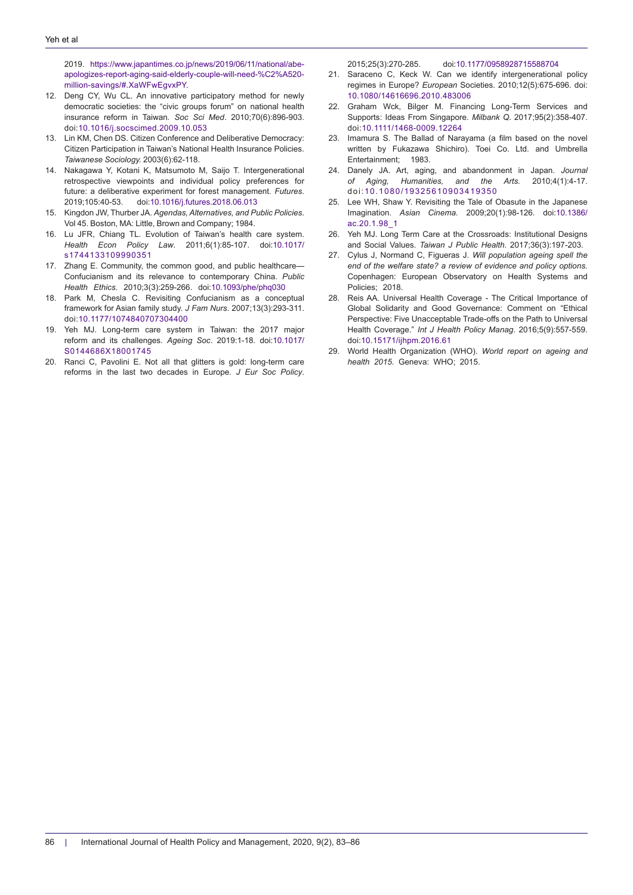2019. https://www.japantimes.co.jp/news/2019/06/11/national/abe-apologizes-report-aging-said-elderly-couple-will-need-%C2%A520-million-savings/#.XaWFwEgvxPY.

12. Deng CY, Wu CL. An innovative participatory method for newly democratic societies: the "civic groups forum" on national health insurance reform in Taiwan. *Soc Sci Med*. 2010;70(6):896-903. doi:10.1016/j.socscimed.2009.10.053
13. Lin KM, Chen DS. Citizen Conference and Deliberative Democracy: Citizen Participation in Taiwan's National Health Insurance Policies. *Taiwanese Sociology.* 2003(6):62-118.
14. Nakagawa Y, Kotani K, Matsumoto M, Saijo T. Intergenerational retrospective viewpoints and individual policy preferences for future: a deliberative experiment for forest management. *Futures*. 2019;105:40-53. doi:10.1016/j.futures.2018.06.013
15. Kingdon JW, Thurber JA. *Agendas, Alternatives, and Public Policies*. Vol 45. Boston, MA: Little, Brown and Company; 1984.
16. Lu JFR, Chiang TL. Evolution of Taiwan's health care system. *Health Econ Policy Law*. 2011;6(1):85-107. doi:10.1017/s1744133109990351
17. Zhang E. Community, the common good, and public healthcare—Confucianism and its relevance to contemporary China. *Public Health Ethics*. 2010;3(3):259-266. doi:10.1093/phe/phq030
18. Park M, Chesla C. Revisiting Confucianism as a conceptual framework for Asian family study. *J Fam Nurs*. 2007;13(3):293-311. doi:10.1177/1074840707304400
19. Yeh MJ. Long-term care system in Taiwan: the 2017 major reform and its challenges. *Ageing Soc*. 2019:1-18. doi:10.1017/S0144686X18001745
20. Ranci C, Pavolini E. Not all that glitters is gold: long-term care reforms in the last two decades in Europe. *J Eur Soc Policy*. 2015;25(3):270-285. doi:10.1177/0958928715588704
21. Saraceno C, Keck W. Can we identify intergenerational policy regimes in Europe? *European* Societies. 2010;12(5):675-696. doi:10.1080/14616696.2010.483006
22. Graham Wck, Bilger M. Financing Long-Term Services and Supports: Ideas From Singapore. *Milbank Q*. 2017;95(2):358-407. doi:10.1111/1468-0009.12264
23. Imamura S. The Ballad of Narayama (a film based on the novel written by Fukazawa Shichiro). Toei Co. Ltd. and Umbrella Entertainment; 1983.
24. Danely JA. Art, aging, and abandonment in Japan. *Journal of Aging, Humanities, and the Arts.* 2010;4(1):4-17. doi:10.1080/19325610903419350
25. Lee WH, Shaw Y. Revisiting the Tale of Obasute in the Japanese Imagination. *Asian Cinema*. 2009;20(1):98-126. doi:10.1386/ac.20.1.98_1
26. Yeh MJ. Long Term Care at the Crossroads: Institutional Designs and Social Values. *Taiwan J Public Health*. 2017;36(3):197-203.
27. Cylus J, Normand C, Figueras J. *Will population ageing spell the end of the welfare state? a review of evidence and policy options.* Copenhagen: European Observatory on Health Systems and Policies; 2018.
28. Reis AA. Universal Health Coverage - The Critical Importance of Global Solidarity and Good Governance: Comment on "Ethical Perspective: Five Unacceptable Trade-offs on the Path to Universal Health Coverage." *Int J Health Policy Manag*. 2016;5(9):557-559. doi:10.15171/ijhpm.2016.61
29. World Health Organization (WHO). *World report on ageing and health 2015.* Geneva: WHO; 2015.